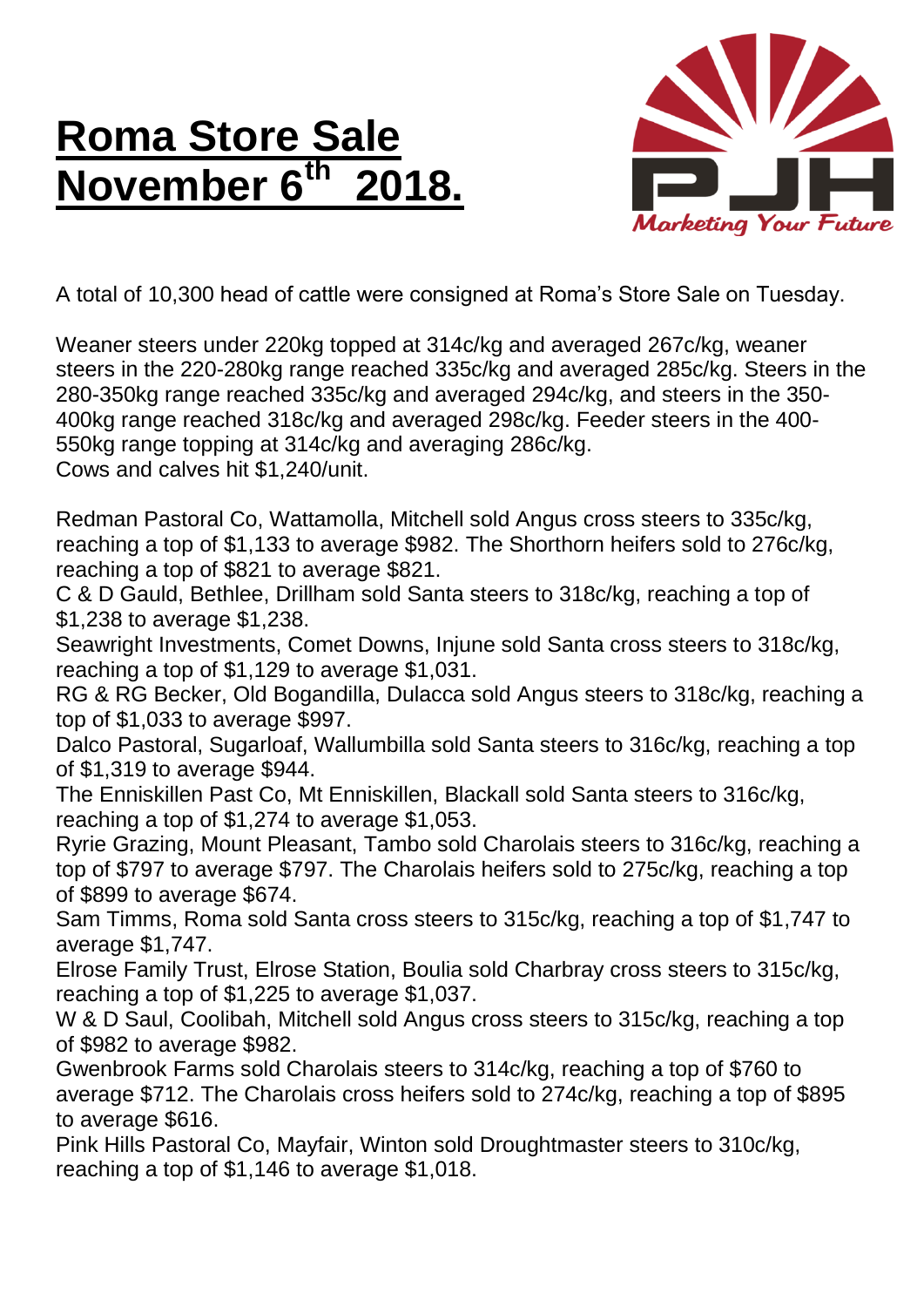# Roma Store Sale November 6th 2018.

A total of 10,300 head of cattle were consigned at Roma's Store Sale on Tuesday.

Weaner steers under 220kg topped at 314c/kg and averaged 267c/kg, weaner steers in the 220-280kg range reached 335c/kg and averaged 285c/kg. Steers in the 280-350kg range reached 335c/kg and averaged 294c/kg, and steers in the 350-400kg range reached 318c/kg and averaged 298c/kg. Feeder steers in the 400-550kg range topping at 314c/kg and averaging 286c/kg.
Cows and calves hit $1,240/unit.

Redman Pastoral Co, Wattamolla, Mitchell sold Angus cross steers to 335c/kg, reaching a top of $1,133 to average $982. The Shorthorn heifers sold to 276c/kg, reaching a top of $821 to average $821.
C & D Gauld, Bethlee, Drillham sold Santa steers to 318c/kg, reaching a top of $1,238 to average $1,238.
Seawright Investments, Comet Downs, Injune sold Santa cross steers to 318c/kg, reaching a top of $1,129 to average $1,031.
RG & RG Becker, Old Bogandilla, Dulacca sold Angus steers to 318c/kg, reaching a top of $1,033 to average $997.
Dalco Pastoral, Sugarloaf, Wallumbilla sold Santa steers to 316c/kg, reaching a top of $1,319 to average $944.
The Enniskillen Past Co, Mt Enniskillen, Blackall sold Santa steers to 316c/kg, reaching a top of $1,274 to average $1,053.
Ryrie Grazing, Mount Pleasant, Tambo sold Charolais steers to 316c/kg, reaching a top of $797 to average $797. The Charolais heifers sold to 275c/kg, reaching a top of $899 to average $674.
Sam Timms, Roma sold Santa cross steers to 315c/kg, reaching a top of $1,747 to average $1,747.
Elrose Family Trust, Elrose Station, Boulia sold Charbray cross steers to 315c/kg, reaching a top of $1,225 to average $1,037.
W & D Saul, Coolibah, Mitchell sold Angus cross steers to 315c/kg, reaching a top of $982 to average $982.
Gwenbrook Farms sold Charolais steers to 314c/kg, reaching a top of $760 to average $712. The Charolais cross heifers sold to 274c/kg, reaching a top of $895 to average $616.
Pink Hills Pastoral Co, Mayfair, Winton sold Droughtmaster steers to 310c/kg, reaching a top of $1,146 to average $1,018.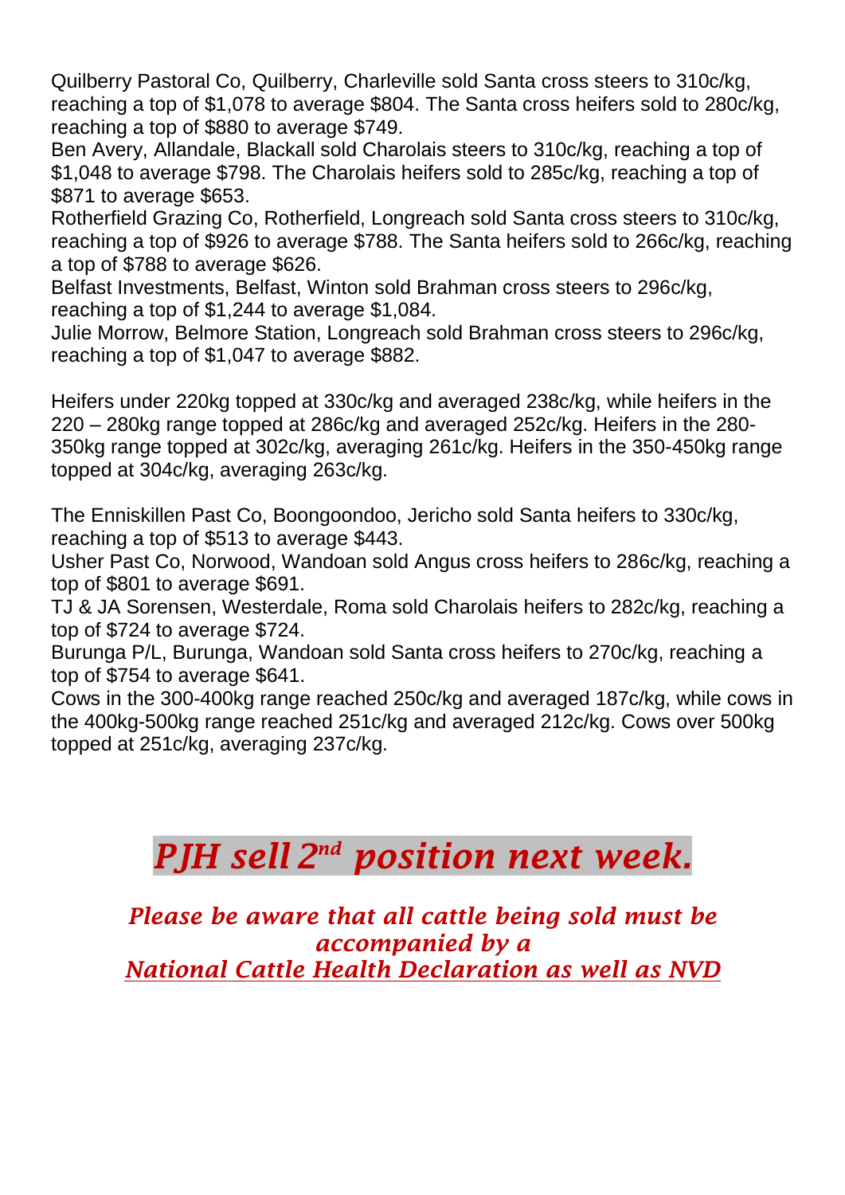Quilberry Pastoral Co, Quilberry, Charleville sold Santa cross steers to 310c/kg, reaching a top of $1,078 to average $804. The Santa cross heifers sold to 280c/kg, reaching a top of $880 to average $749.

Ben Avery, Allandale, Blackall sold Charolais steers to 310c/kg, reaching a top of $1,048 to average $798. The Charolais heifers sold to 285c/kg, reaching a top of $871 to average $653.

Rotherfield Grazing Co, Rotherfield, Longreach sold Santa cross steers to 310c/kg, reaching a top of $926 to average $788. The Santa heifers sold to 266c/kg, reaching a top of $788 to average $626.

Belfast Investments, Belfast, Winton sold Brahman cross steers to 296c/kg, reaching a top of $1,244 to average $1,084.

Julie Morrow, Belmore Station, Longreach sold Brahman cross steers to 296c/kg, reaching a top of $1,047 to average $882.

Heifers under 220kg topped at 330c/kg and averaged 238c/kg, while heifers in the 220 – 280kg range topped at 286c/kg and averaged 252c/kg. Heifers in the 280-350kg range topped at 302c/kg, averaging 261c/kg. Heifers in the 350-450kg range topped at 304c/kg, averaging 263c/kg.

The Enniskillen Past Co, Boongoondoo, Jericho sold Santa heifers to 330c/kg, reaching a top of $513 to average $443.

Usher Past Co, Norwood, Wandoan sold Angus cross heifers to 286c/kg, reaching a top of $801 to average $691.

TJ & JA Sorensen, Westerdale, Roma sold Charolais heifers to 282c/kg, reaching a top of $724 to average $724.

Burunga P/L, Burunga, Wandoan sold Santa cross heifers to 270c/kg, reaching a top of $754 to average $641.

Cows in the 300-400kg range reached 250c/kg and averaged 187c/kg, while cows in the 400kg-500kg range reached 251c/kg and averaged 212c/kg. Cows over 500kg topped at 251c/kg, averaging 237c/kg.

# *PJH sell 2nd position next week.*

***Please be aware that all cattle being sold must be accompanied by a National Cattle Health Declaration as well as NVD***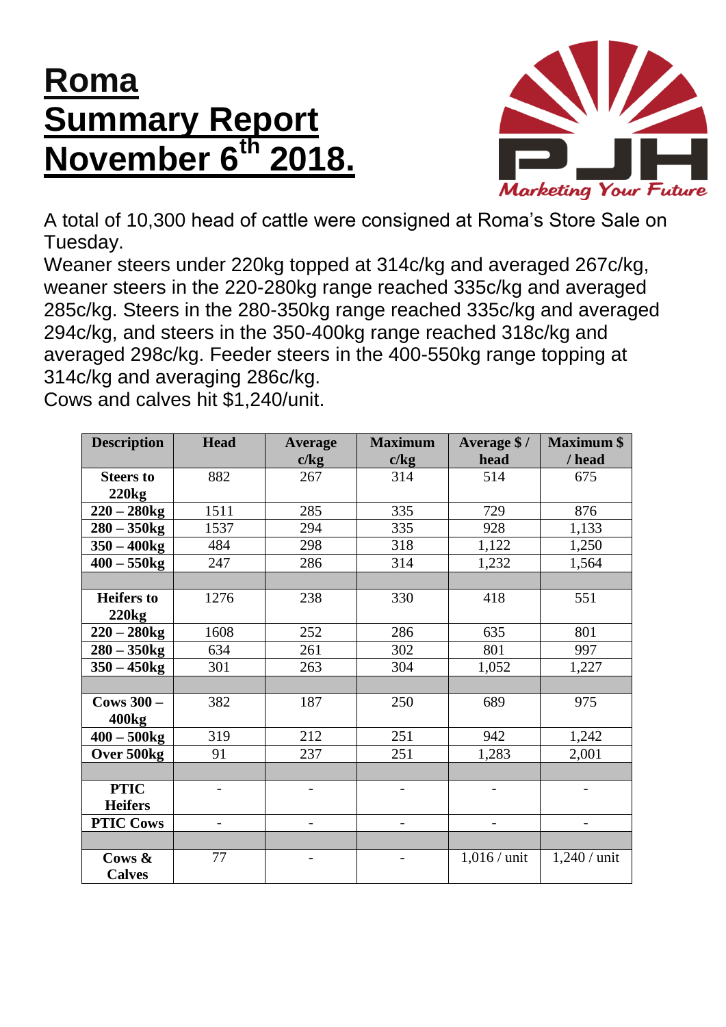# Roma Summary Report November 6th 2018.

Marketing Your Future

A total of 10,300 head of cattle were consigned at Roma's Store Sale on Tuesday.

Weaner steers under 220kg topped at 314c/kg and averaged 267c/kg, weaner steers in the 220-280kg range reached 335c/kg and averaged 285c/kg. Steers in the 280-350kg range reached 335c/kg and averaged 294c/kg, and steers in the 350-400kg range reached 318c/kg and averaged 298c/kg. Feeder steers in the 400-550kg range topping at 314c/kg and averaging 286c/kg.

Cows and calves hit $1,240/unit.

| Description | Head | Average c/kg | Maximum c/kg | Average $ / head | Maximum $ / head |
|---|---|---|---|---|---|
| **Steers to 220kg** | 882 | 267 | 314 | 514 | 675 |
| **220 – 280kg** | 1511 | 285 | 335 | 729 | 876 |
| **280 – 350kg** | 1537 | 294 | 335 | 928 | 1,133 |
| **350 – 400kg** | 484 | 298 | 318 | 1,122 | 1,250 |
| **400 – 550kg** | 247 | 286 | 314 | 1,232 | 1,564 |
| | | | | | |
| **Heifers to 220kg** | 1276 | 238 | 330 | 418 | 551 |
| **220 – 280kg** | 1608 | 252 | 286 | 635 | 801 |
| **280 – 350kg** | 634 | 261 | 302 | 801 | 997 |
| **350 – 450kg** | 301 | 263 | 304 | 1,052 | 1,227 |
| | | | | | |
| **Cows 300 – 400kg** | 382 | 187 | 250 | 689 | 975 |
| **400 – 500kg** | 319 | 212 | 251 | 942 | 1,242 |
| **Over 500kg** | 91 | 237 | 251 | 1,283 | 2,001 |
| | | | | | |
| **PTIC Heifers** | - | - | - | - | - |
| **PTIC Cows** | - | - | - | - | - |
| | | | | | |
| **Cows & Calves** | 77 | - | - | 1,016 / unit | 1,240 / unit |